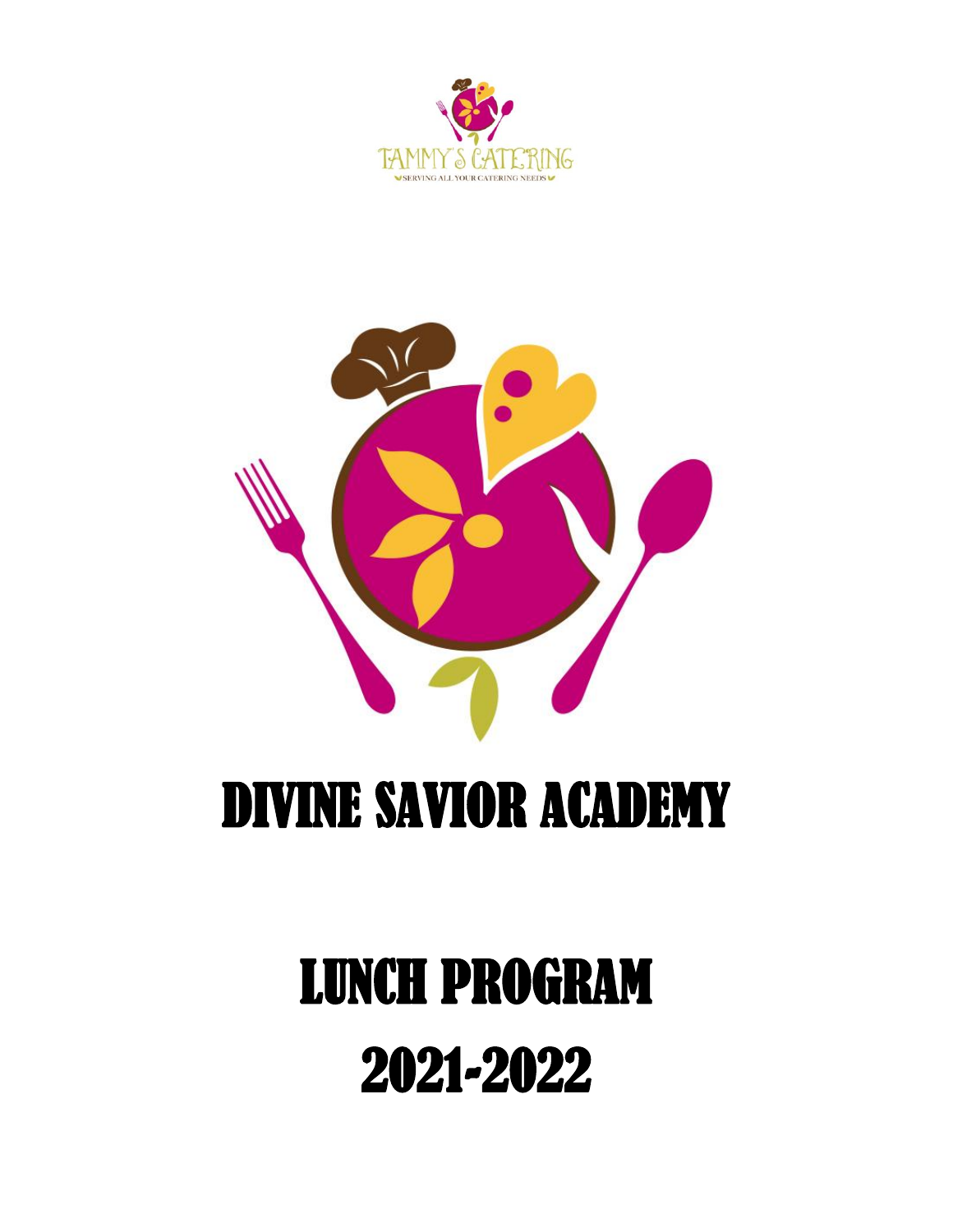TAMMY'S CATERING

SERVING ALL YOUR CATERING NEEDS

# DIVINE SAVIOR ACADEMY

# LUNCH PROGRAM

# 2021-2022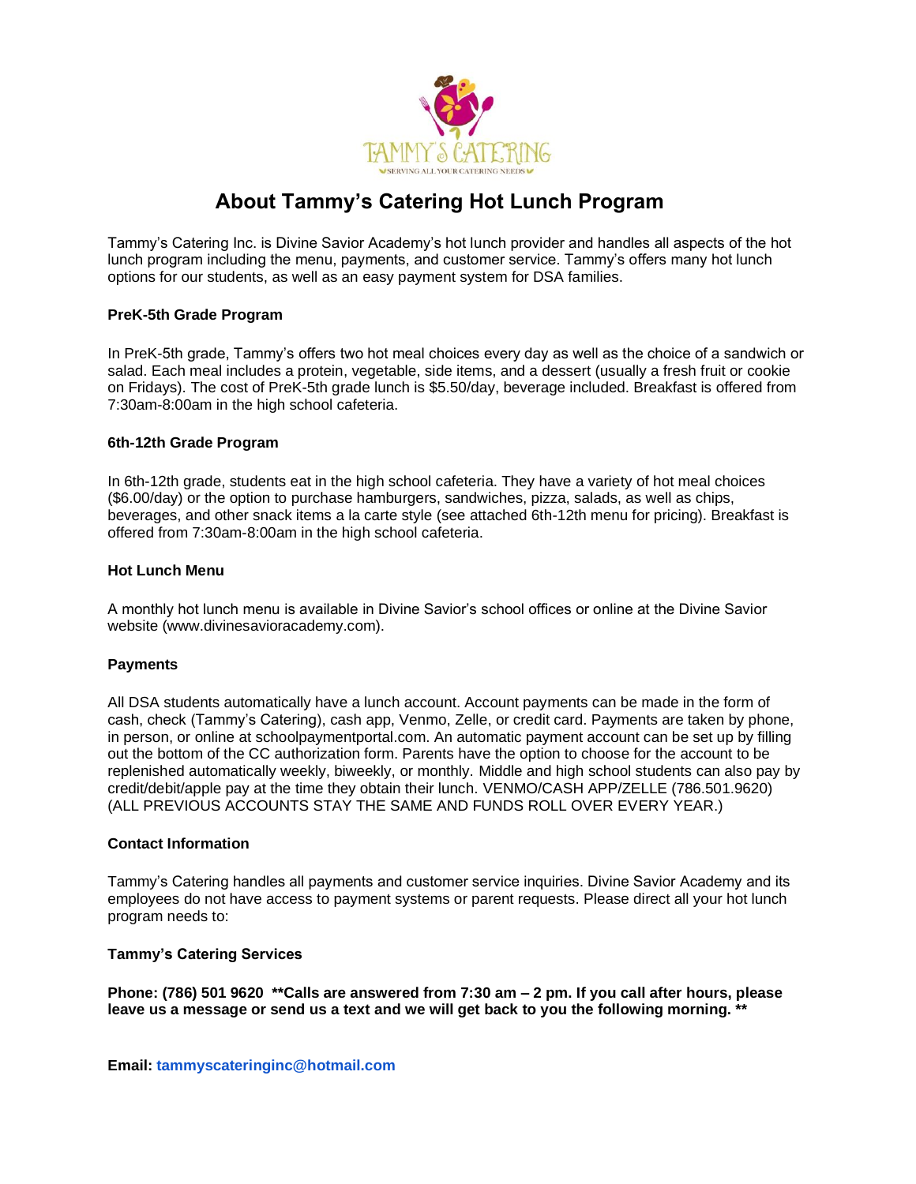# About Tammy's Catering Hot Lunch Program

Tammy's Catering Inc. is Divine Savior Academy's hot lunch provider and handles all aspects of the hot lunch program including the menu, payments, and customer service. Tammy's offers many hot lunch options for our students, as well as an easy payment system for DSA families.

**PreK-5th Grade Program**

In PreK-5th grade, Tammy's offers two hot meal choices every day as well as the choice of a sandwich or salad. Each meal includes a protein, vegetable, side items, and a dessert (usually a fresh fruit or cookie on Fridays). The cost of PreK-5th grade lunch is $5.50/day, beverage included. Breakfast is offered from 7:30am-8:00am in the high school cafeteria.

**6th-12th Grade Program**

In 6th-12th grade, students eat in the high school cafeteria. They have a variety of hot meal choices ($6.00/day) or the option to purchase hamburgers, sandwiches, pizza, salads, as well as chips, beverages, and other snack items a la carte style (see attached 6th-12th menu for pricing). Breakfast is offered from 7:30am-8:00am in the high school cafeteria.

**Hot Lunch Menu**

A monthly hot lunch menu is available in Divine Savior's school offices or online at the Divine Savior website (www.divinesavioracademy.com).

**Payments**

All DSA students automatically have a lunch account. Account payments can be made in the form of cash, check (Tammy's Catering), cash app, Venmo, Zelle, or credit card. Payments are taken by phone, in person, or online at schoolpaymentportal.com. An automatic payment account can be set up by filling out the bottom of the CC authorization form. Parents have the option to choose for the account to be replenished automatically weekly, biweekly, or monthly. Middle and high school students can also pay by credit/debit/apple pay at the time they obtain their lunch. VENMO/CASH APP/ZELLE (786.501.9620) (ALL PREVIOUS ACCOUNTS STAY THE SAME AND FUNDS ROLL OVER EVERY YEAR.)

**Contact Information**

Tammy's Catering handles all payments and customer service inquiries. Divine Savior Academy and its employees do not have access to payment systems or parent requests. Please direct all your hot lunch program needs to:

**Tammy's Catering Services**

**Phone: (786) 501 9620 \*\*Calls are answered from 7:30 am – 2 pm. If you call after hours, please leave us a message or send us a text and we will get back to you the following morning. \*\***

**Email: tammyscateringinc@hotmail.com**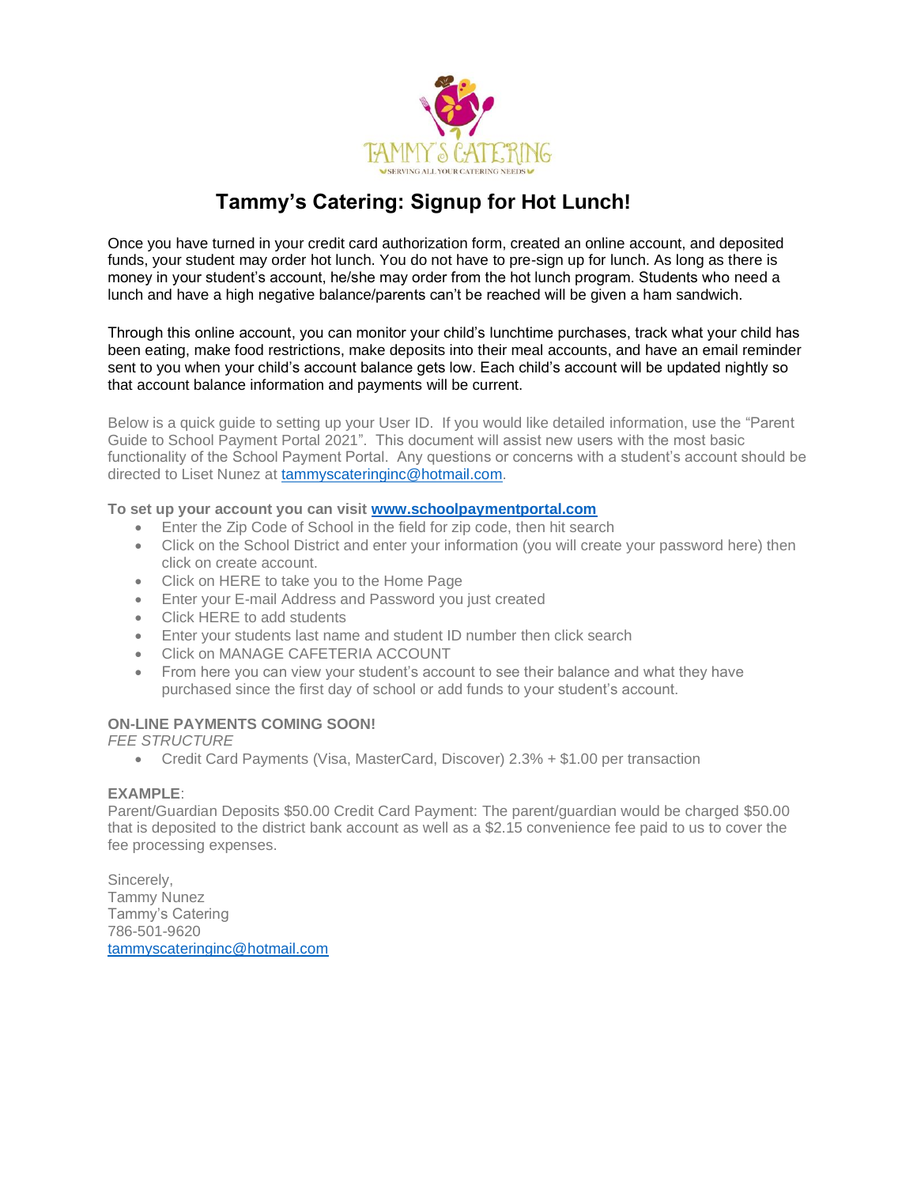TAMMY'S CATERING

SERVING ALL YOUR CATERING NEEDS

# Tammy's Catering: Signup for Hot Lunch!

Once you have turned in your credit card authorization form, created an online account, and deposited funds, your student may order hot lunch. You do not have to pre-sign up for lunch. As long as there is money in your student's account, he/she may order from the hot lunch program. Students who need a lunch and have a high negative balance/parents can't be reached will be given a ham sandwich.

Through this online account, you can monitor your child's lunchtime purchases, track what your child has been eating, make food restrictions, make deposits into their meal accounts, and have an email reminder sent to you when your child's account balance gets low. Each child's account will be updated nightly so that account balance information and payments will be current.

Below is a quick guide to setting up your User ID. If you would like detailed information, use the "Parent Guide to School Payment Portal 2021". This document will assist new users with the most basic functionality of the School Payment Portal. Any questions or concerns with a student's account should be directed to Liset Nunez at tammyscateringinc@hotmail.com.

**To set up your account you can visit www.schoolpaymentportal.com**

- Enter the Zip Code of School in the field for zip code, then hit search
- Click on the School District and enter your information (you will create your password here) then click on create account.
- Click on HERE to take you to the Home Page
- Enter your E-mail Address and Password you just created
- Click HERE to add students
- Enter your students last name and student ID number then click search
- Click on MANAGE CAFETERIA ACCOUNT
- From here you can view your student's account to see their balance and what they have purchased since the first day of school or add funds to your student's account.

**ON-LINE PAYMENTS COMING SOON!**

*FEE STRUCTURE*

- Credit Card Payments (Visa, MasterCard, Discover) 2.3% + $1.00 per transaction

**EXAMPLE**:

Parent/Guardian Deposits $50.00 Credit Card Payment: The parent/guardian would be charged $50.00 that is deposited to the district bank account as well as a $2.15 convenience fee paid to us to cover the fee processing expenses.

Sincerely,
Tammy Nunez
Tammy's Catering
786-501-9620
tammyscateringinc@hotmail.com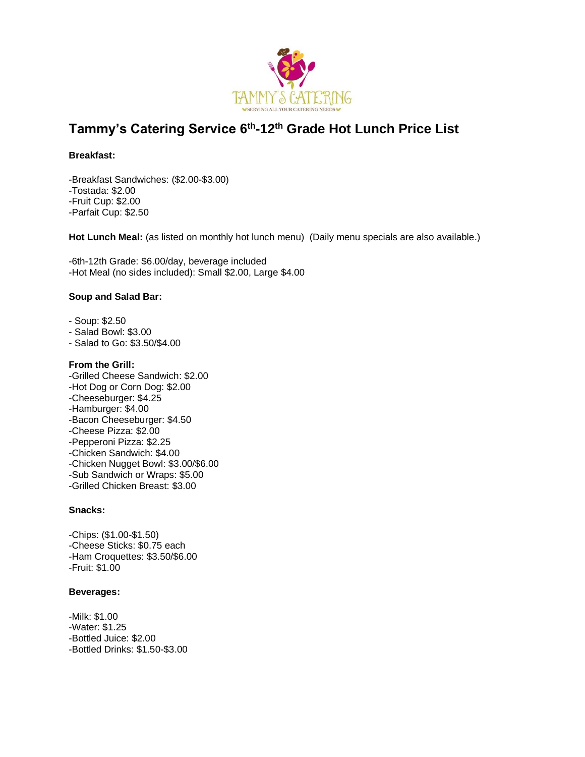# Tammy's Catering Service 6th-12th Grade Hot Lunch Price List

**Breakfast:**

-Breakfast Sandwiches: ($2.00-$3.00)
-Tostada: $2.00
-Fruit Cup: $2.00
-Parfait Cup: $2.50

**Hot Lunch Meal:** (as listed on monthly hot lunch menu) (Daily menu specials are also available.)

-6th-12th Grade: $6.00/day, beverage included
-Hot Meal (no sides included): Small $2.00, Large $4.00

**Soup and Salad Bar:**

- Soup: $2.50
- Salad Bowl: $3.00
- Salad to Go: $3.50/$4.00

**From the Grill:**
-Grilled Cheese Sandwich: $2.00
-Hot Dog or Corn Dog: $2.00
-Cheeseburger: $4.25
-Hamburger: $4.00
-Bacon Cheeseburger: $4.50
-Cheese Pizza: $2.00
-Pepperoni Pizza: $2.25
-Chicken Sandwich: $4.00
-Chicken Nugget Bowl: $3.00/$6.00
-Sub Sandwich or Wraps: $5.00
-Grilled Chicken Breast: $3.00

**Snacks:**

-Chips: ($1.00-$1.50)
-Cheese Sticks: $0.75 each
-Ham Croquettes: $3.50/$6.00
-Fruit: $1.00

**Beverages:**

-Milk: $1.00
-Water: $1.25
-Bottled Juice: $2.00
-Bottled Drinks: $1.50-$3.00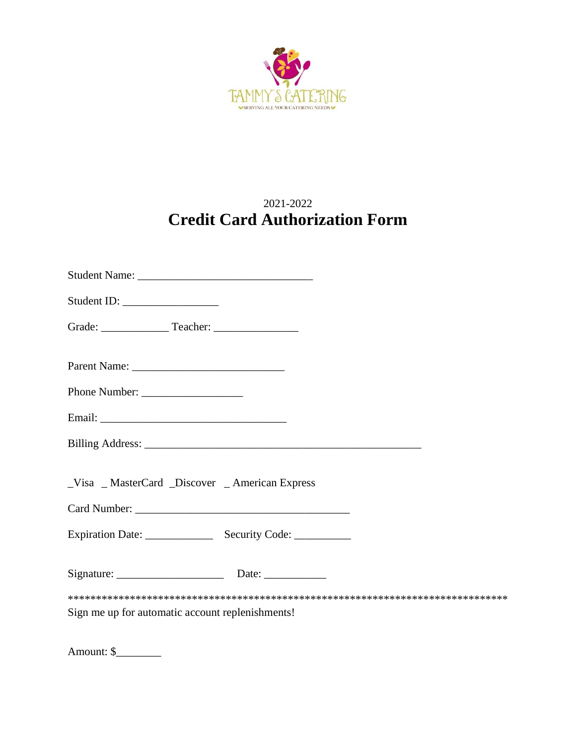TAMMY'S CATERING

SERVING ALL YOUR CATERING NEEDS

2021-2022

# Credit Card Authorization Form

Student Name: ______________________________

Student ID: ________________

Grade: ___________ Teacher: ______________

Parent Name: __________________________

Phone Number: _________________

Email: ________________________________

Billing Address: ________________________________________________

_Visa _ MasterCard _Discover _ American Express

Card Number: _____________________________________

Expiration Date: ___________ Security Code: _________

Signature: __________________ Date: __________

*****************************************************************************

Sign me up for automatic account replenishments!

Amount: $_______